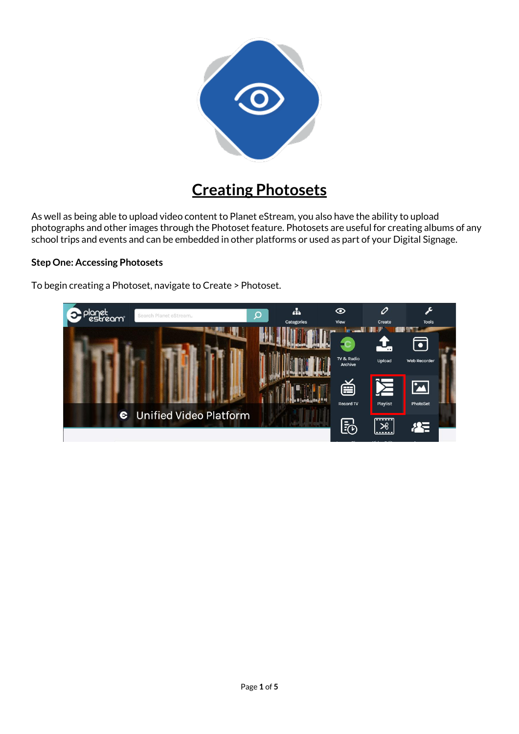# Creating Photosets

As well as being able to upload video content to Planet eStream, you also have the ability to upload photographs and other images through the Photoset feature. Photosets are useful for creating albums of any school trips and events and can be embedded in other platforms or used as part of your Digital Signage.

**Step One: Accessing Photosets**

To begin creating a Photoset, navigate to Create > Photoset.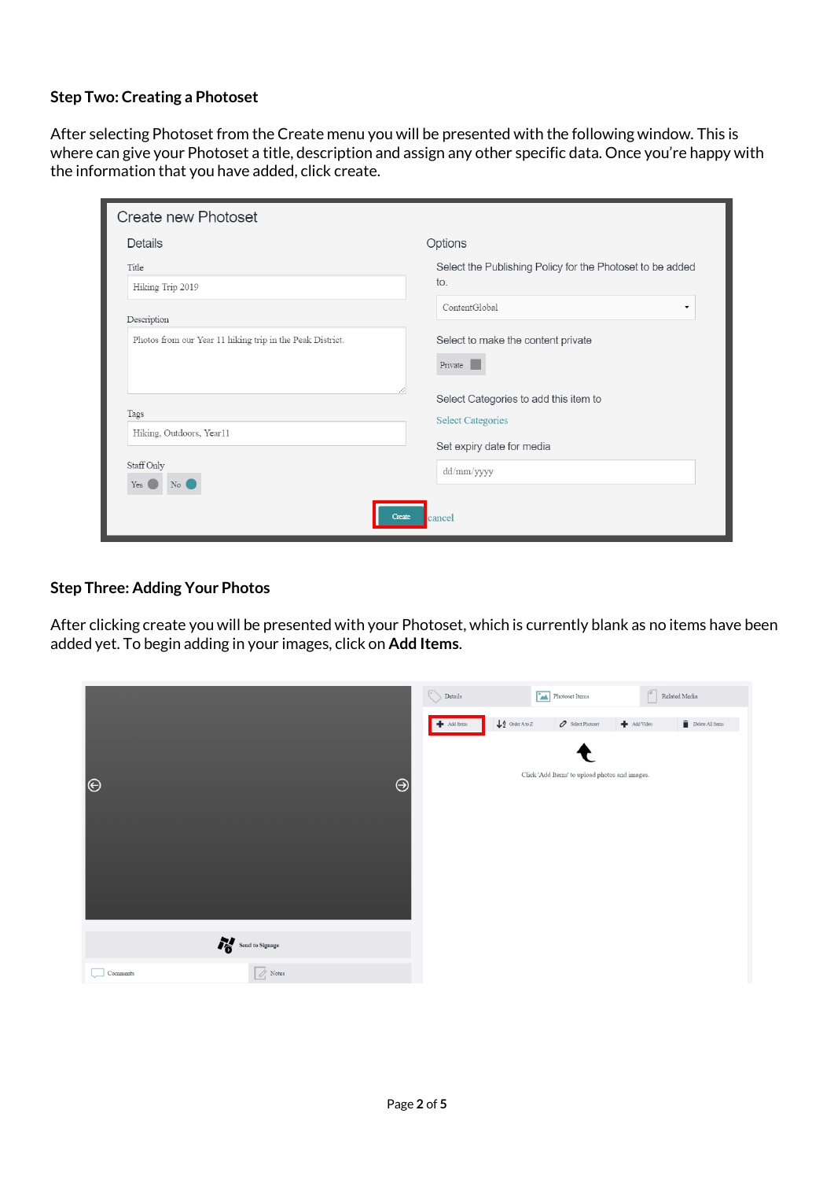### Step Two: Creating a Photoset

After selecting Photoset from the Create menu you will be presented with the following window. This is where can give your Photoset a title, description and assign any other specific data. Once you're happy with the information that you have added, click create.

### Step Three: Adding Your Photos

After clicking create you will be presented with your Photoset, which is currently blank as no items have been added yet. To begin adding in your images, click on **Add Items**.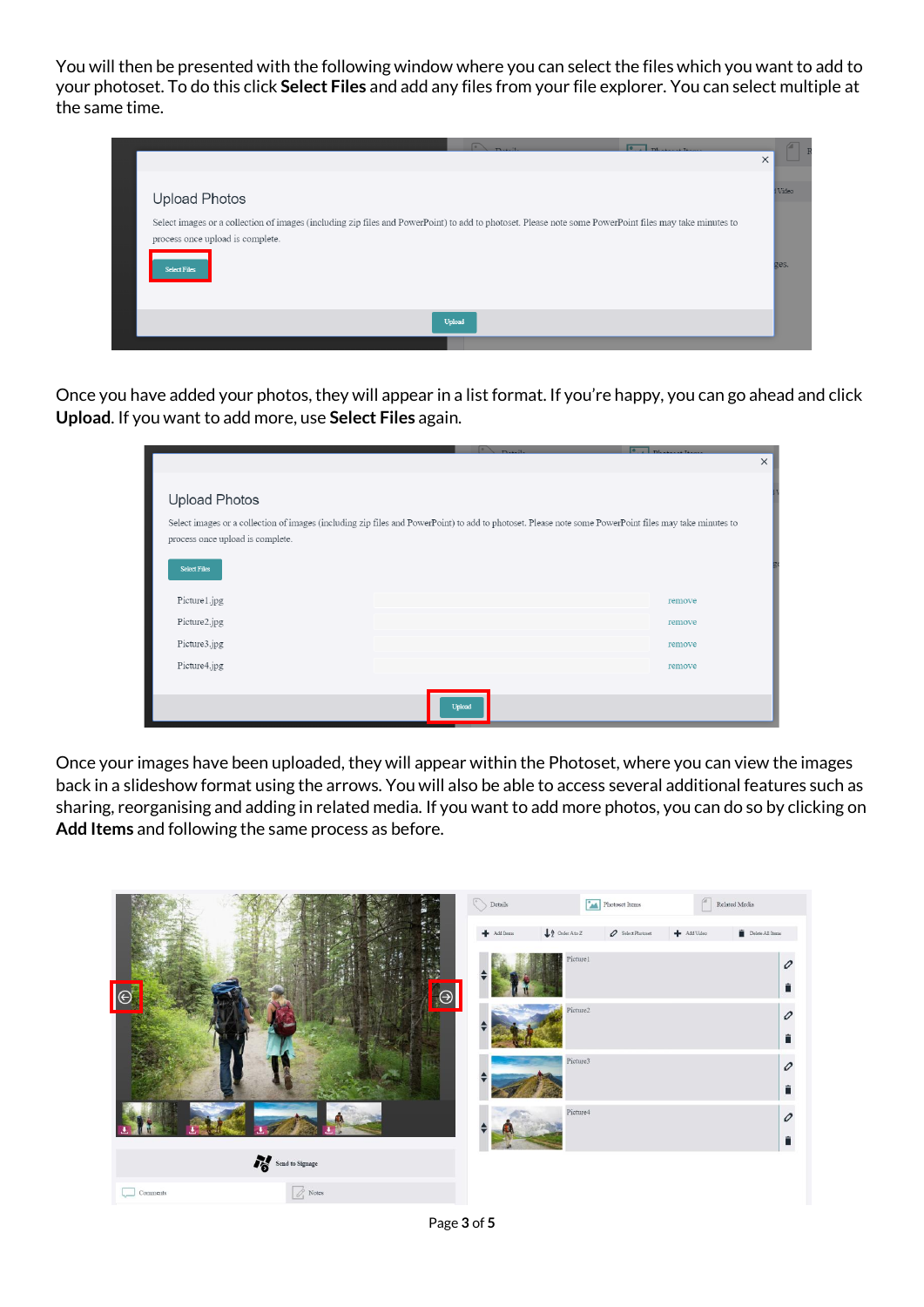You will then be presented with the following window where you can select the files which you want to add to your photoset. To do this click **Select Files** and add any files from your file explorer. You can select multiple at the same time.

Once you have added your photos, they will appear in a list format. If you're happy, you can go ahead and click **Upload**. If you want to add more, use **Select Files** again.

Once your images have been uploaded, they will appear within the Photoset, where you can view the images back in a slideshow format using the arrows. You will also be able to access several additional features such as sharing, reorganising and adding in related media. If you want to add more photos, you can do so by clicking on **Add Items** and following the same process as before.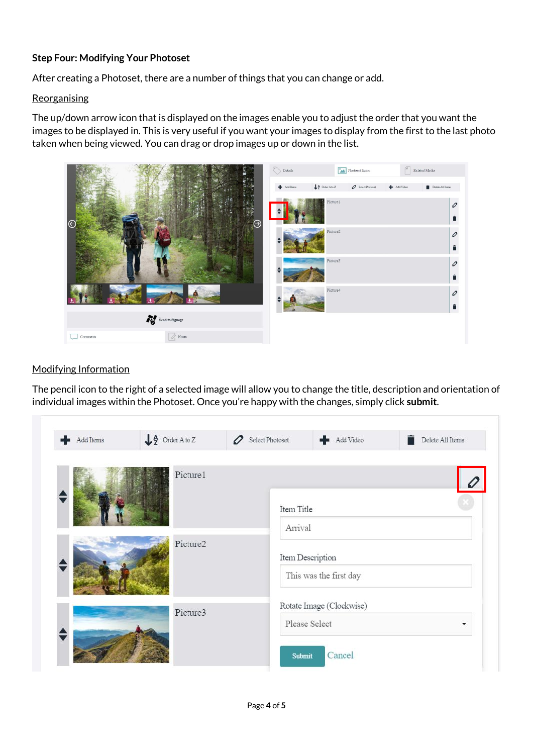**Step Four: Modifying Your Photoset**

After creating a Photoset, there are a number of things that you can change or add.

Reorganising

The up/down arrow icon that is displayed on the images enable you to adjust the order that you want the images to be displayed in. This is very useful if you want your images to display from the first to the last photo taken when being viewed. You can drag or drop images up or down in the list.

Modifying Information

The pencil icon to the right of a selected image will allow you to change the title, description and orientation of individual images within the Photoset. Once you're happy with the changes, simply click **submit**.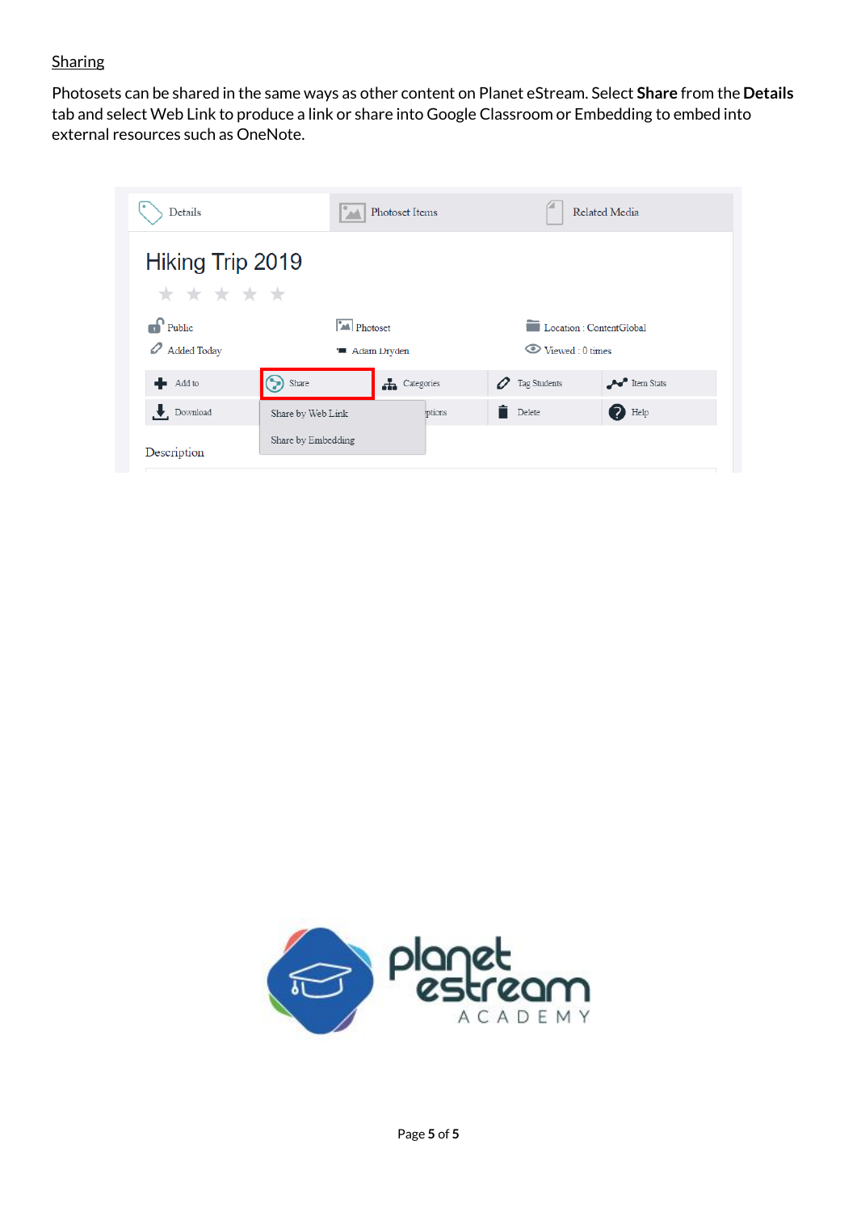<u>Sharing</u>

Photosets can be shared in the same ways as other content on Planet eStream. Select **Share** from the **Details** tab and select Web Link to produce a link or share into Google Classroom or Embedding to embed into external resources such as OneNote.